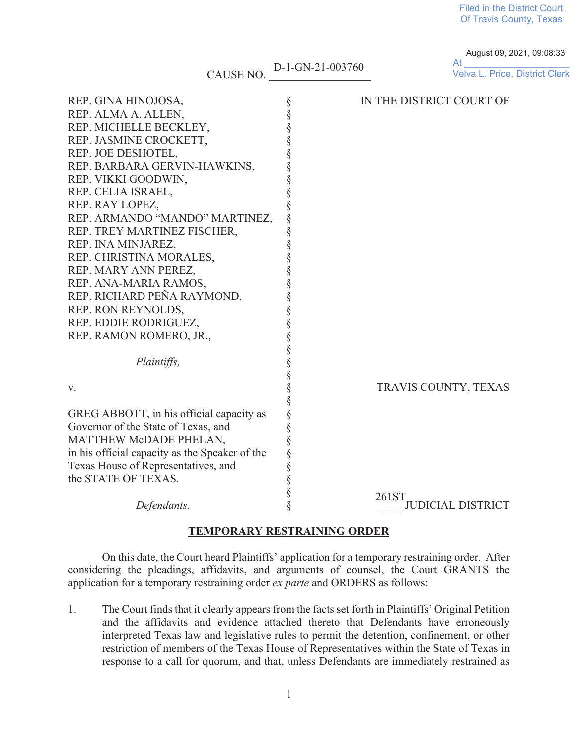Filed in the District Court
Of Travis County, Texas

August 09, 2021, 09:08:33
At ____________________
Velva L. Price, District Clerk

CAUSE NO. D-1-GN-21-003760

| | | |
|---|---|---|
| REP. GINA HINOJOSA, REP. ALMA A. ALLEN, REP. MICHELLE BECKLEY, REP. JASMINE CROCKETT, REP. JOE DESHOTEL, REP. BARBARA GERVIN-HAWKINS, REP. VIKKI GOODWIN, REP. CELIA ISRAEL, REP. RAY LOPEZ, REP. ARMANDO "MANDO" MARTINEZ, REP. TREY MARTINEZ FISCHER, REP. INA MINJAREZ, REP. CHRISTINA MORALES, REP. MARY ANN PEREZ, REP. ANA-MARIA RAMOS, REP. RICHARD PEÑA RAYMOND, REP. RON REYNOLDS, REP. EDDIE RODRIGUEZ, REP. RAMON ROMERO, JR., | § | IN THE DISTRICT COURT OF |
| *Plaintiffs,* | § | |
| v. | § | TRAVIS COUNTY, TEXAS |
| GREG ABBOTT, in his official capacity as Governor of the State of Texas, and MATTHEW McDADE PHELAN, in his official capacity as the Speaker of the Texas House of Representatives, and the STATE OF TEXAS. | § | |
| *Defendants.* | § | 261ST JUDICIAL DISTRICT |

## TEMPORARY RESTRAINING ORDER

On this date, the Court heard Plaintiffs' application for a temporary restraining order. After considering the pleadings, affidavits, and arguments of counsel, the Court GRANTS the application for a temporary restraining order *ex parte* and ORDERS as follows:

1. The Court finds that it clearly appears from the facts set forth in Plaintiffs' Original Petition and the affidavits and evidence attached thereto that Defendants have erroneously interpreted Texas law and legislative rules to permit the detention, confinement, or other restriction of members of the Texas House of Representatives within the State of Texas in response to a call for quorum, and that, unless Defendants are immediately restrained as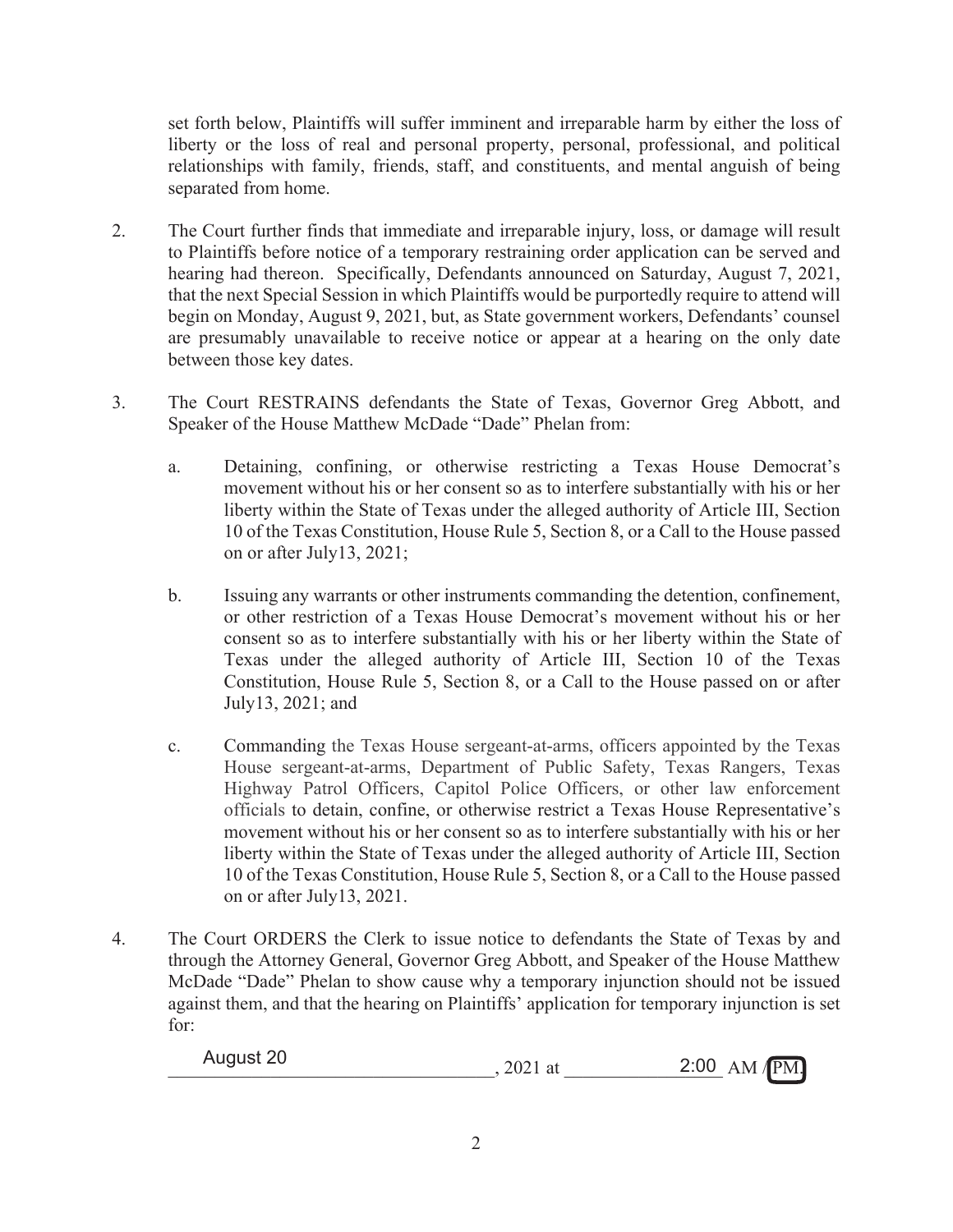set forth below, Plaintiffs will suffer imminent and irreparable harm by either the loss of liberty or the loss of real and personal property, personal, professional, and political relationships with family, friends, staff, and constituents, and mental anguish of being separated from home.

2. The Court further finds that immediate and irreparable injury, loss, or damage will result to Plaintiffs before notice of a temporary restraining order application can be served and hearing had thereon. Specifically, Defendants announced on Saturday, August 7, 2021, that the next Special Session in which Plaintiffs would be purportedly require to attend will begin on Monday, August 9, 2021, but, as State government workers, Defendants' counsel are presumably unavailable to receive notice or appear at a hearing on the only date between those key dates.

3. The Court RESTRAINS defendants the State of Texas, Governor Greg Abbott, and Speaker of the House Matthew McDade "Dade" Phelan from:

   a. Detaining, confining, or otherwise restricting a Texas House Democrat's movement without his or her consent so as to interfere substantially with his or her liberty within the State of Texas under the alleged authority of Article III, Section 10 of the Texas Constitution, House Rule 5, Section 8, or a Call to the House passed on or after July13, 2021;

   b. Issuing any warrants or other instruments commanding the detention, confinement, or other restriction of a Texas House Democrat's movement without his or her consent so as to interfere substantially with his or her liberty within the State of Texas under the alleged authority of Article III, Section 10 of the Texas Constitution, House Rule 5, Section 8, or a Call to the House passed on or after July13, 2021; and

   c. Commanding the Texas House sergeant-at-arms, officers appointed by the Texas House sergeant-at-arms, Department of Public Safety, Texas Rangers, Texas Highway Patrol Officers, Capitol Police Officers, or other law enforcement officials to detain, confine, or otherwise restrict a Texas House Representative's movement without his or her consent so as to interfere substantially with his or her liberty within the State of Texas under the alleged authority of Article III, Section 10 of the Texas Constitution, House Rule 5, Section 8, or a Call to the House passed on or after July13, 2021.

4. The Court ORDERS the Clerk to issue notice to defendants the State of Texas by and through the Attorney General, Governor Greg Abbott, and Speaker of the House Matthew McDade "Dade" Phelan to show cause why a temporary injunction should not be issued against them, and that the hearing on Plaintiffs' application for temporary injunction is set for:

   August 20, 2021 at 2:00 AM / **PM**.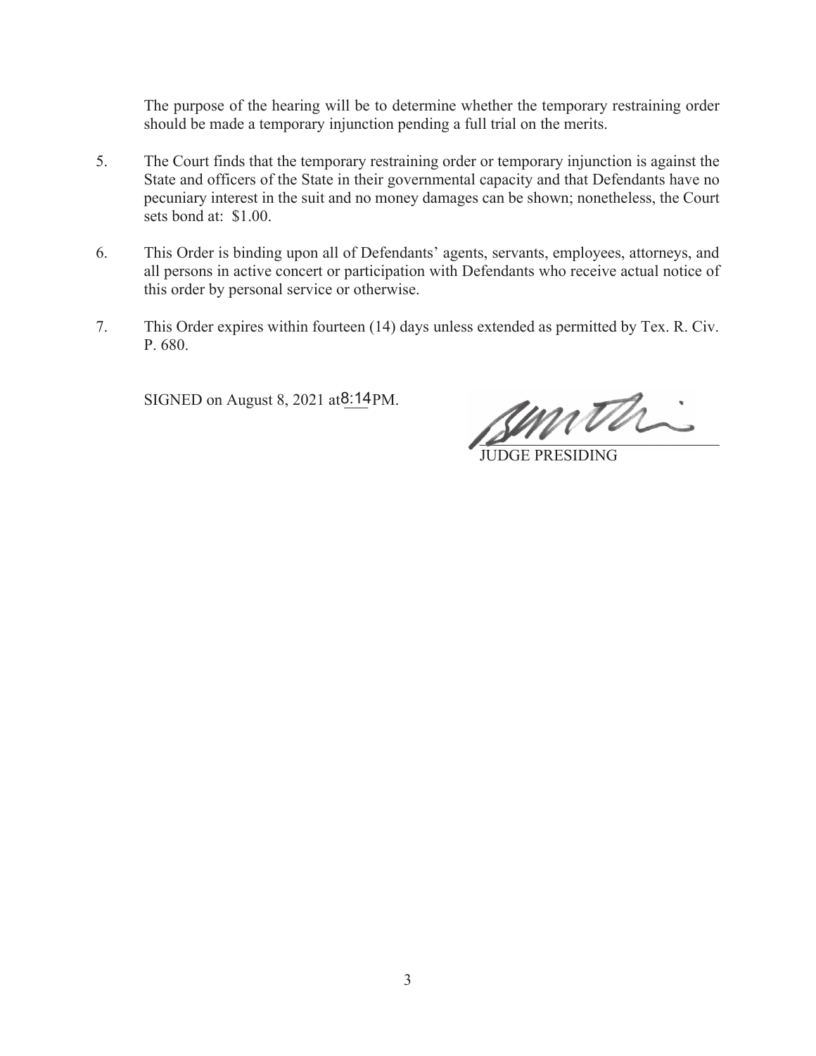The purpose of the hearing will be to determine whether the temporary restraining order should be made a temporary injunction pending a full trial on the merits.

5. The Court finds that the temporary restraining order or temporary injunction is against the State and officers of the State in their governmental capacity and that Defendants have no pecuniary interest in the suit and no money damages can be shown; nonetheless, the Court sets bond at: \$1.00.

6. This Order is binding upon all of Defendants' agents, servants, employees, attorneys, and all persons in active concert or participation with Defendants who receive actual notice of this order by personal service or otherwise.

7. This Order expires within fourteen (14) days unless extended as permitted by Tex. R. Civ. P. 680.

SIGNED on August 8, 2021 at 8:14 PM.

JUDGE PRESIDING